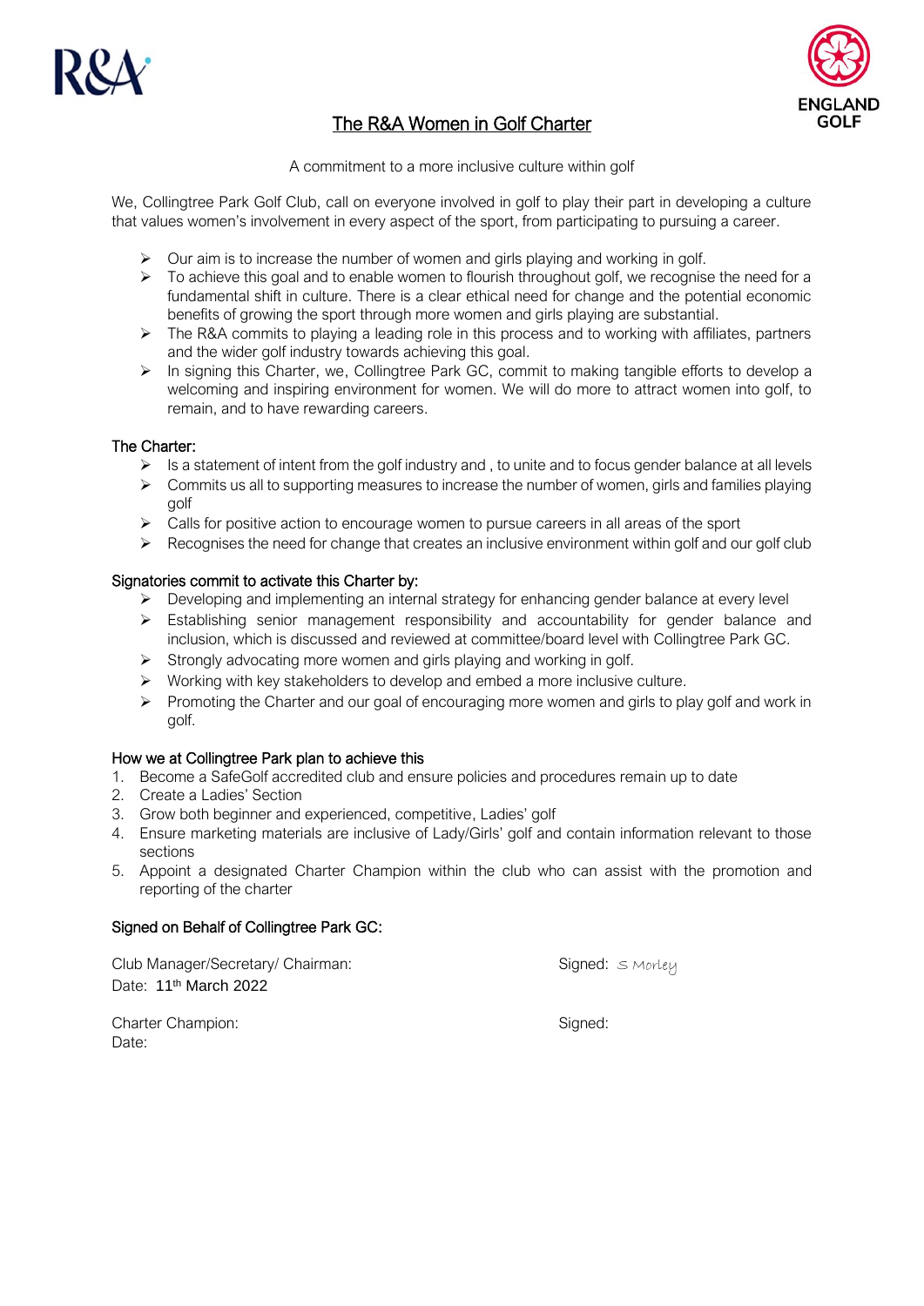# The R&A Women in Golf Charter

A commitment to a more inclusive culture within golf

We, Collingtree Park Golf Club, call on everyone involved in golf to play their part in developing a culture that values women's involvement in every aspect of the sport, from participating to pursuing a career.

- Our aim is to increase the number of women and girls playing and working in golf.
- To achieve this goal and to enable women to flourish throughout golf, we recognise the need for a fundamental shift in culture. There is a clear ethical need for change and the potential economic benefits of growing the sport through more women and girls playing are substantial.
- The R&A commits to playing a leading role in this process and to working with affiliates, partners and the wider golf industry towards achieving this goal.
- In signing this Charter, we, Collingtree Park GC, commit to making tangible efforts to develop a welcoming and inspiring environment for women. We will do more to attract women into golf, to remain, and to have rewarding careers.

## The Charter:

- Is a statement of intent from the golf industry and , to unite and to focus gender balance at all levels
- Commits us all to supporting measures to increase the number of women, girls and families playing golf
- Calls for positive action to encourage women to pursue careers in all areas of the sport
- Recognises the need for change that creates an inclusive environment within golf and our golf club

## Signatories commit to activate this Charter by:

- Developing and implementing an internal strategy for enhancing gender balance at every level
- Establishing senior management responsibility and accountability for gender balance and inclusion, which is discussed and reviewed at committee/board level with Collingtree Park GC.
- Strongly advocating more women and girls playing and working in golf.
- Working with key stakeholders to develop and embed a more inclusive culture.
- Promoting the Charter and our goal of encouraging more women and girls to play golf and work in golf.

## How we at Collingtree Park plan to achieve this

1. Become a SafeGolf accredited club and ensure policies and procedures remain up to date
2. Create a Ladies' Section
3. Grow both beginner and experienced, competitive, Ladies' golf
4. Ensure marketing materials are inclusive of Lady/Girls' golf and contain information relevant to those sections
5. Appoint a designated Charter Champion within the club who can assist with the promotion and reporting of the charter

## Signed on Behalf of Collingtree Park GC:

Club Manager/Secretary/ Chairman: Signed: S Morley
Date: 11th March 2022

Charter Champion: Signed:
Date: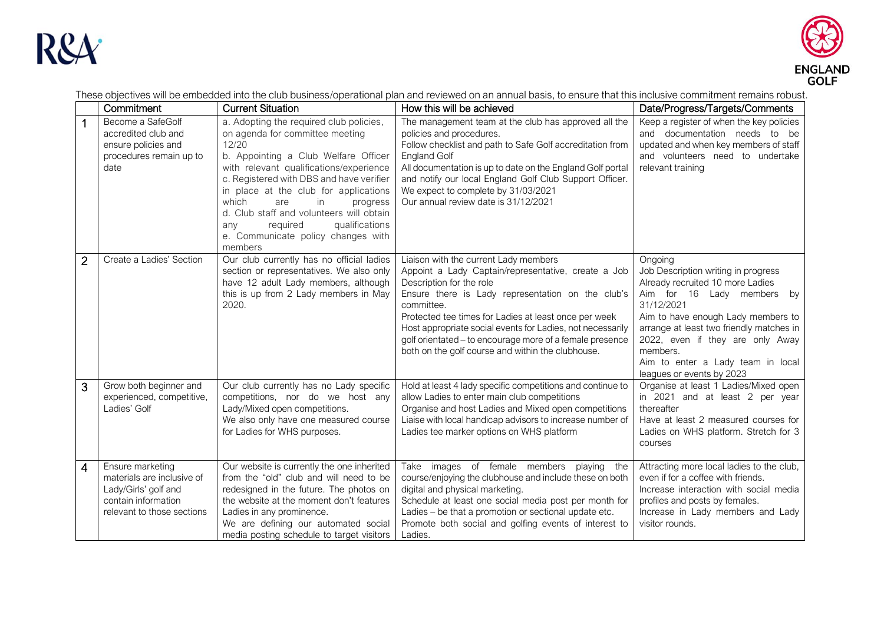These objectives will be embedded into the club business/operational plan and reviewed on an annual basis, to ensure that this inclusive commitment remains robust.

| | Commitment | Current Situation | How this will be achieved | Date/Progress/Targets/Comments |
|---|---|---|---|---|
| 1 | Become a SafeGolf accredited club and ensure policies and procedures remain up to date | a. Adopting the required club policies, on agenda for committee meeting 12/20<br>b. Appointing a Club Welfare Officer with relevant qualifications/experience<br>c. Registered with DBS and have verifier in place at the club for applications which are in progress<br>d. Club staff and volunteers will obtain any required qualifications<br>e. Communicate policy changes with members | The management team at the club has approved all the policies and procedures.<br>Follow checklist and path to Safe Golf accreditation from England Golf<br>All documentation is up to date on the England Golf portal and notify our local England Golf Club Support Officer.<br>We expect to complete by 31/03/2021<br>Our annual review date is 31/12/2021 | Keep a register of when the key policies and documentation needs to be updated and when key members of staff and volunteers need to undertake relevant training |
| 2 | Create a Ladies' Section | Our club currently has no official ladies section or representatives. We also only have 12 adult Lady members, although this is up from 2 Lady members in May 2020. | Liaison with the current Lady members<br>Appoint a Lady Captain/representative, create a Job Description for the role<br>Ensure there is Lady representation on the club's committee.<br>Protected tee times for Ladies at least once per week<br>Host appropriate social events for Ladies, not necessarily golf orientated – to encourage more of a female presence both on the golf course and within the clubhouse. | Ongoing<br>Job Description writing in progress<br>Already recruited 10 more Ladies<br>Aim for 16 Lady members by 31/12/2021<br>Aim to have enough Lady members to arrange at least two friendly matches in 2022, even if they are only Away members.<br>Aim to enter a Lady team in local leagues or events by 2023 |
| 3 | Grow both beginner and experienced, competitive, Ladies' Golf | Our club currently has no Lady specific competitions, nor do we host any Lady/Mixed open competitions.<br>We also only have one measured course for Ladies for WHS purposes. | Hold at least 4 lady specific competitions and continue to allow Ladies to enter main club competitions<br>Organise and host Ladies and Mixed open competitions<br>Liaise with local handicap advisors to increase number of Ladies tee marker options on WHS platform | Organise at least 1 Ladies/Mixed open in 2021 and at least 2 per year thereafter<br>Have at least 2 measured courses for Ladies on WHS platform. Stretch for 3 courses |
| 4 | Ensure marketing materials are inclusive of Lady/Girls' golf and contain information relevant to those sections | Our website is currently the one inherited from the "old" club and will need to be redesigned in the future. The photos on the website at the moment don't features Ladies in any prominence.<br>We are defining our automated social media posting schedule to target visitors | Take images of female members playing the course/enjoying the clubhouse and include these on both digital and physical marketing.<br>Schedule at least one social media post per month for Ladies – be that a promotion or sectional update etc.<br>Promote both social and golfing events of interest to Ladies. | Attracting more local ladies to the club, even if for a coffee with friends.<br>Increase interaction with social media profiles and posts by females.<br>Increase in Lady members and Lady visitor rounds. |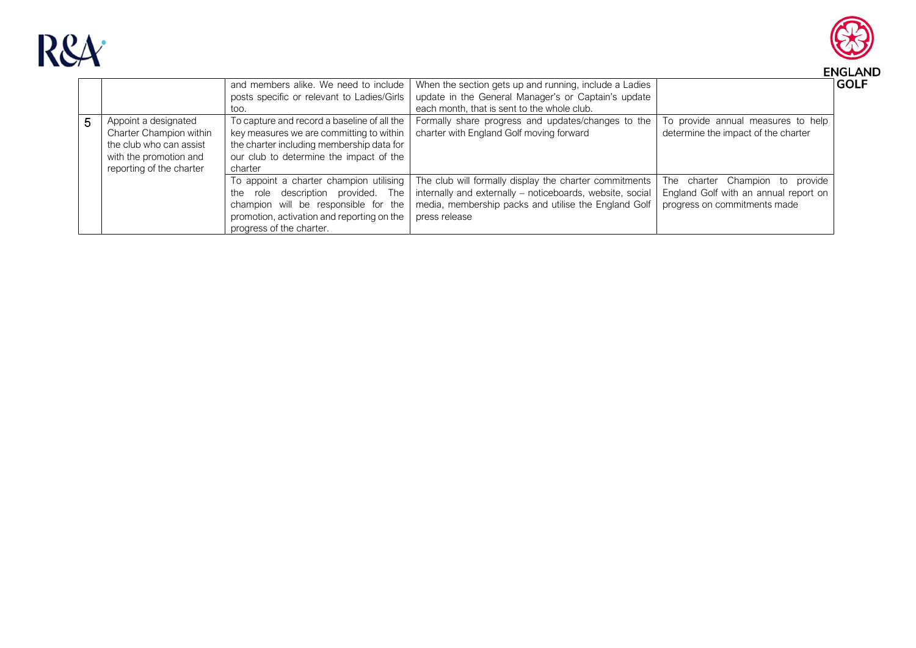| | | | | |
|---|---|---|---|---|
| | | and members alike. We need to include posts specific or relevant to Ladies/Girls too. | When the section gets up and running, include a Ladies update in the General Manager's or Captain's update each month, that is sent to the whole club. | |
| 5 | Appoint a designated Charter Champion within the club who can assist with the promotion and reporting of the charter | To capture and record a baseline of all the key measures we are committing to within the charter including membership data for our club to determine the impact of the charter | Formally share progress and updates/changes to the charter with England Golf moving forward | To provide annual measures to help determine the impact of the charter |
| | | To appoint a charter champion utilising the role description provided. The champion will be responsible for the promotion, activation and reporting on the progress of the charter. | The club will formally display the charter commitments internally and externally – noticeboards, website, social media, membership packs and utilise the England Golf press release | The charter Champion to provide England Golf with an annual report on progress on commitments made |